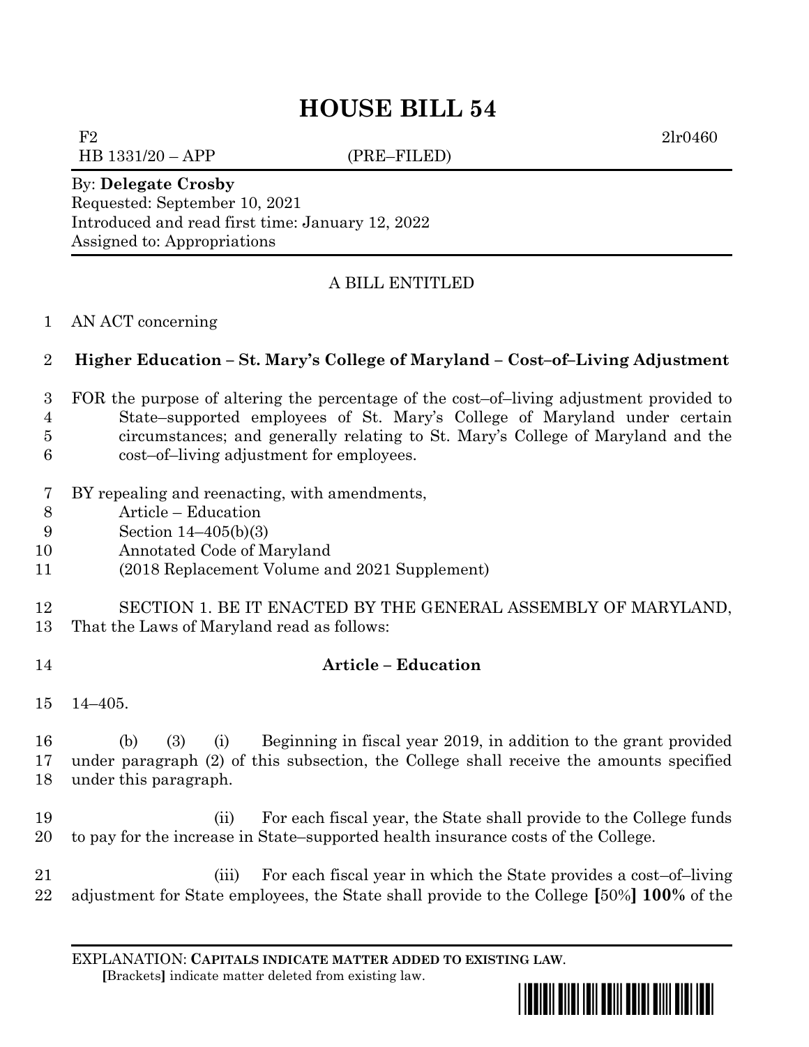# HOUSE BILL 54

F2 2lr0460
HB 1331/20 – APP (PRE–FILED)

By: **Delegate Crosby**
Requested: September 10, 2021
Introduced and read first time: January 12, 2022
Assigned to: Appropriations

A BILL ENTITLED

1 AN ACT concerning

2 **Higher Education – St. Mary's College of Maryland – Cost–of–Living Adjustment**

3 FOR the purpose of altering the percentage of the cost–of–living adjustment provided to
4 State–supported employees of St. Mary's College of Maryland under certain
5 circumstances; and generally relating to St. Mary's College of Maryland and the
6 cost–of–living adjustment for employees.

7 BY repealing and reenacting, with amendments,
8 Article – Education
9 Section 14–405(b)(3)
10 Annotated Code of Maryland
11 (2018 Replacement Volume and 2021 Supplement)

12 SECTION 1. BE IT ENACTED BY THE GENERAL ASSEMBLY OF MARYLAND,
13 That the Laws of Maryland read as follows:

14 **Article – Education**

15 14–405.

16 (b) (3) (i) Beginning in fiscal year 2019, in addition to the grant provided
17 under paragraph (2) of this subsection, the College shall receive the amounts specified
18 under this paragraph.

19 (ii) For each fiscal year, the State shall provide to the College funds
20 to pay for the increase in State–supported health insurance costs of the College.

21 (iii) For each fiscal year in which the State provides a cost–of–living
22 adjustment for State employees, the State shall provide to the College **[**50%**]** **100%** of the

EXPLANATION: **CAPITALS INDICATE MATTER ADDED TO EXISTING LAW**.
**[**Brackets**]** indicate matter deleted from existing law.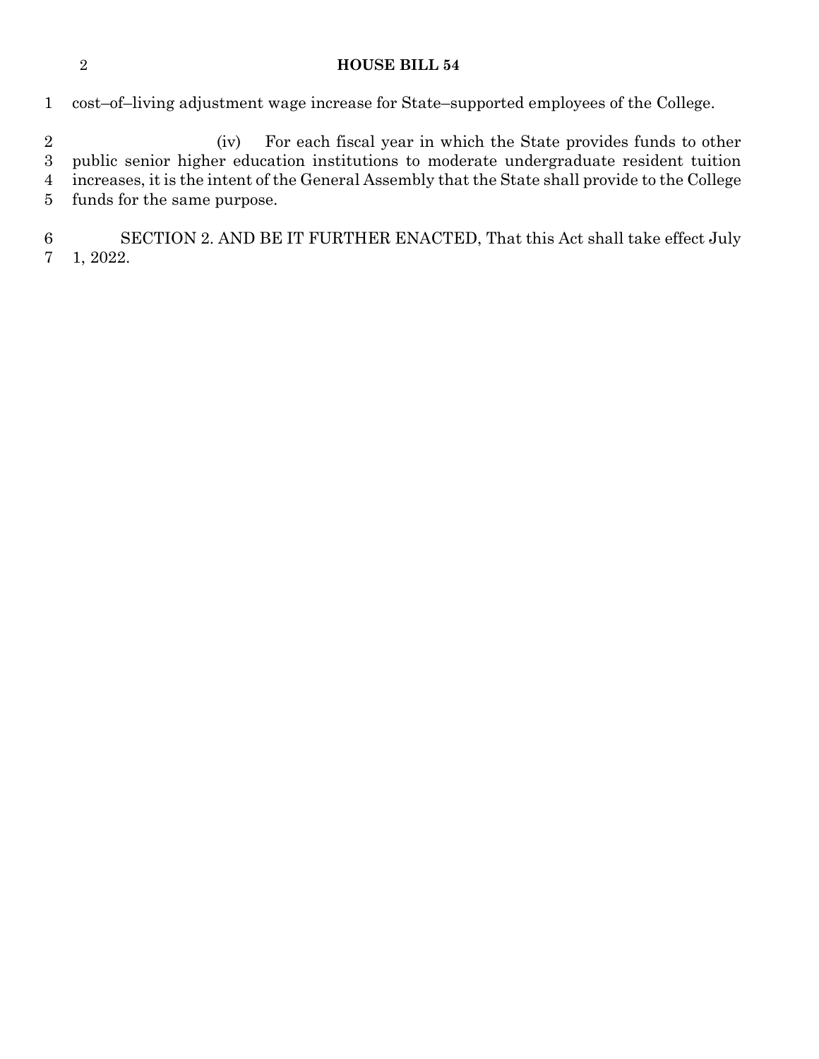cost–of–living adjustment wage increase for State–supported employees of the College.

(iv) For each fiscal year in which the State provides funds to other public senior higher education institutions to moderate undergraduate resident tuition increases, it is the intent of the General Assembly that the State shall provide to the College funds for the same purpose.

SECTION 2. AND BE IT FURTHER ENACTED, That this Act shall take effect July 1, 2022.